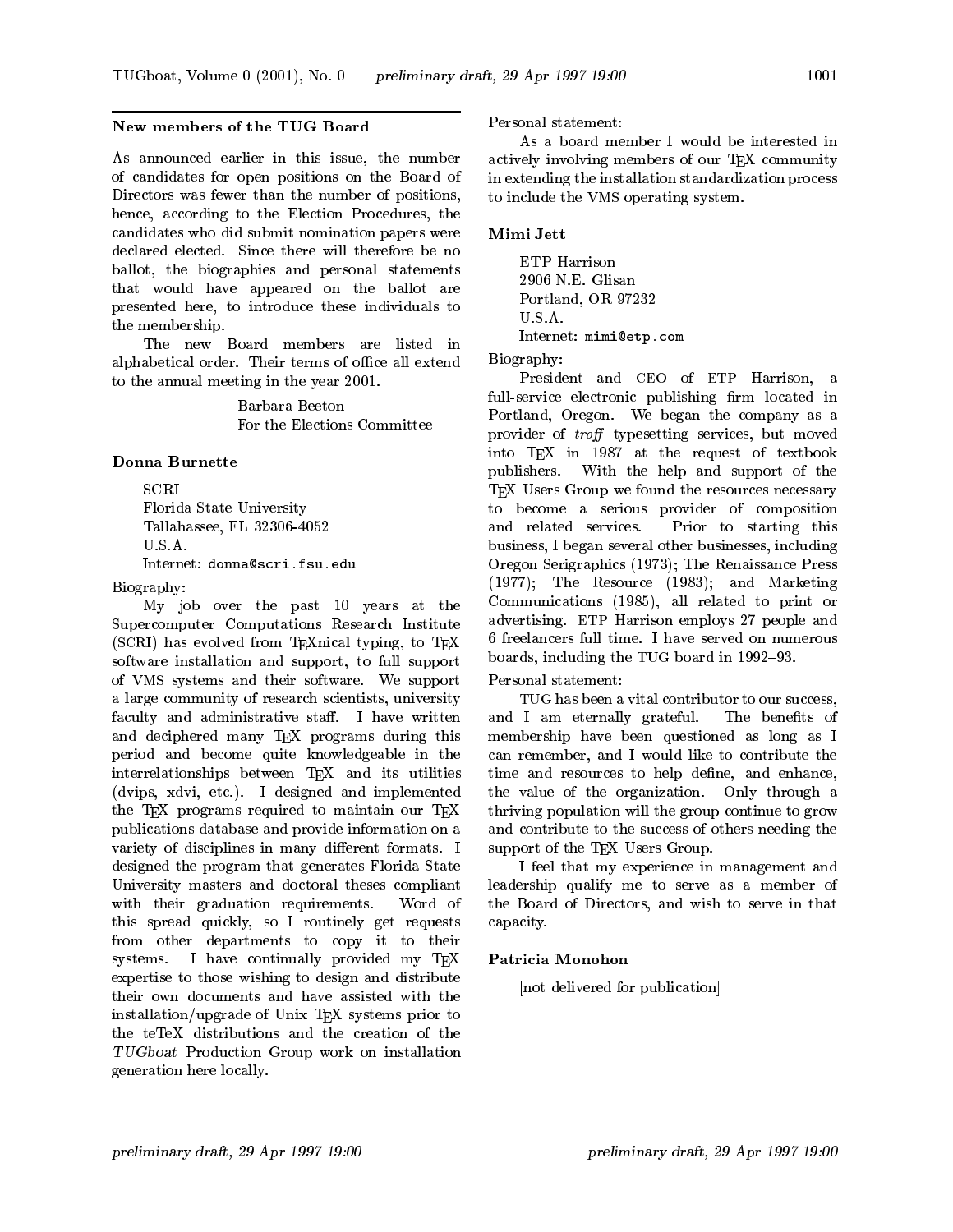## New members of the TUG Board

As announced earlier in this issue, the number of candidates for open positions on the Board of Directors was fewer than the number of positions, hence, according to the Election Procedures, the candidates who did submit nomination papers were declared elected. Since there will therefore be no ballot, the biographies and personal statements that would have appeared on the ballot are presented here, to introduce these individuals to the membership.

The new Board members are listed in alphabetical order. Their terms of office all extend to the annual meeting in the year 2001.

Barbara Beeton
For the Elections Committee

### Donna Burnette

SCRI
Florida State University
Tallahassee, FL 32306-4052
U.S.A.
Internet: `donna@scri.fsu.edu`

Biography:

My job over the past 10 years at the Supercomputer Computations Research Institute (SCRI) has evolved from TEXnical typing, to TEX software installation and support, to full support of VMS systems and their software. We support a large community of research scientists, university faculty and administrative staff. I have written and deciphered many TEX programs during this period and become quite knowledgeable in the interrelationships between TEX and its utilities (dvips, xdvi, etc.). I designed and implemented the TEX programs required to maintain our TEX publications database and provide information on a variety of disciplines in many different formats. I designed the program that generates Florida State University masters and doctoral theses compliant with their graduation requirements. Word of this spread quickly, so I routinely get requests from other departments to copy it to their systems. I have continually provided my TEX expertise to those wishing to design and distribute their own documents and have assisted with the installation/upgrade of Unix TEX systems prior to the teTeX distributions and the creation of the *TUGboat* Production Group work on installation generation here locally.

Personal statement:

As a board member I would be interested in actively involving members of our TEX community in extending the installation standardization process to include the VMS operating system.

### Mimi Jett

ETP Harrison
2906 N.E. Glisan
Portland, OR 97232
U.S.A.
Internet: `mimi@etp.com`

Biography:

President and CEO of ETP Harrison, a full-service electronic publishing firm located in Portland, Oregon. We began the company as a provider of *troff* typesetting services, but moved into TEX in 1987 at the request of textbook publishers. With the help and support of the TEX Users Group we found the resources necessary to become a serious provider of composition and related services. Prior to starting this business, I began several other businesses, including Oregon Serigraphics (1973); The Renaissance Press (1977); The Resource (1983); and Marketing Communications (1985), all related to print or advertising. ETP Harrison employs 27 people and 6 freelancers full time. I have served on numerous boards, including the TUG board in 1992–93.

Personal statement:

TUG has been a vital contributor to our success, and I am eternally grateful. The benefits of membership have been questioned as long as I can remember, and I would like to contribute the time and resources to help define, and enhance, the value of the organization. Only through a thriving population will the group continue to grow and contribute to the success of others needing the support of the TEX Users Group.

I feel that my experience in management and leadership qualify me to serve as a member of the Board of Directors, and wish to serve in that capacity.

### Patricia Monohon

[not delivered for publication]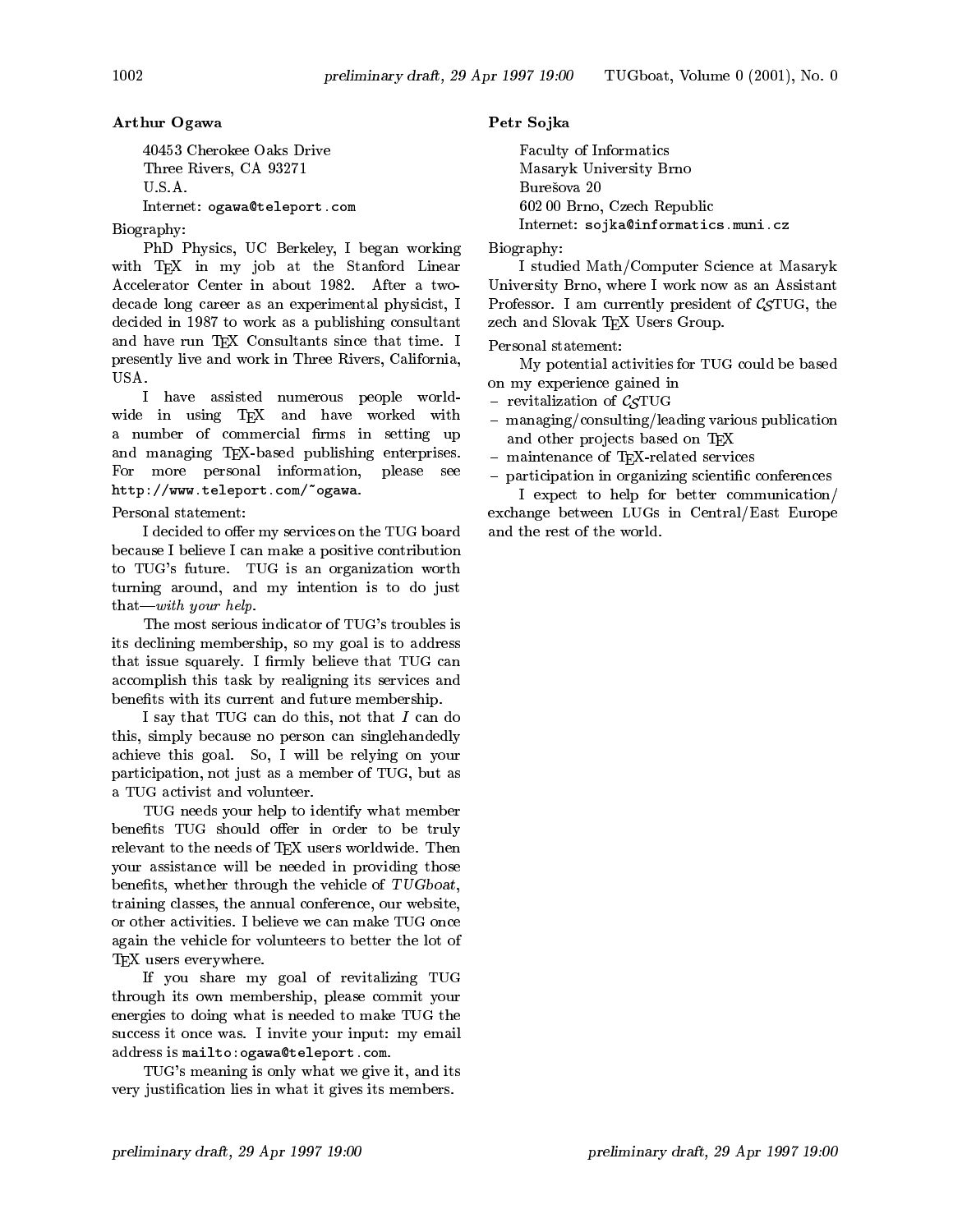### Arthur Ogawa

40453 Cherokee Oaks Drive
Three Rivers, CA 93271
U.S.A.
Internet: `ogawa@teleport.com`

Biography:

PhD Physics, UC Berkeley, I began working with TeX in my job at the Stanford Linear Accelerator Center in about 1982. After a two-decade long career as an experimental physicist, I decided in 1987 to work as a publishing consultant and have run TeX Consultants since that time. I presently live and work in Three Rivers, California, USA.

I have assisted numerous people worldwide in using TeX and have worked with a number of commercial firms in setting up and managing TeX-based publishing enterprises. For more personal information, please see `http://www.teleport.com/~ogawa`.

Personal statement:

I decided to offer my services on the TUG board because I believe I can make a positive contribution to TUG's future. TUG is an organization worth turning around, and my intention is to do just that—*with your help*.

The most serious indicator of TUG's troubles is its declining membership, so my goal is to address that issue squarely. I firmly believe that TUG can accomplish this task by realigning its services and benefits with its current and future membership.

I say that TUG can do this, not that *I* can do this, simply because no person can singlehandedly achieve this goal. So, I will be relying on your participation, not just as a member of TUG, but as a TUG activist and volunteer.

TUG needs your help to identify what member benefits TUG should offer in order to be truly relevant to the needs of TeX users worldwide. Then your assistance will be needed in providing those benefits, whether through the vehicle of *TUGboat*, training classes, the annual conference, our website, or other activities. I believe we can make TUG once again the vehicle for volunteers to better the lot of TeX users everywhere.

If you share my goal of revitalizing TUG through its own membership, please commit your energies to doing what is needed to make TUG the success it once was. I invite your input: my email address is `mailto:ogawa@teleport.com`.

TUG's meaning is only what we give it, and its very justification lies in what it gives its members.

### Petr Sojka

Faculty of Informatics
Masaryk University Brno
Burešova 20
602 00 Brno, Czech Republic
Internet: `sojka@informatics.muni.cz`

Biography:

I studied Math/Computer Science at Masaryk University Brno, where I work now as an Assistant Professor. I am currently president of CSTUG, the zech and Slovak TeX Users Group.

Personal statement:

My potential activities for TUG could be based on my experience gained in

- revitalization of CSTUG
- managing/consulting/leading various publication and other projects based on TeX
- maintenance of TeX-related services
- participation in organizing scientific conferences

I expect to help for better communication/ exchange between LUGs in Central/East Europe and the rest of the world.